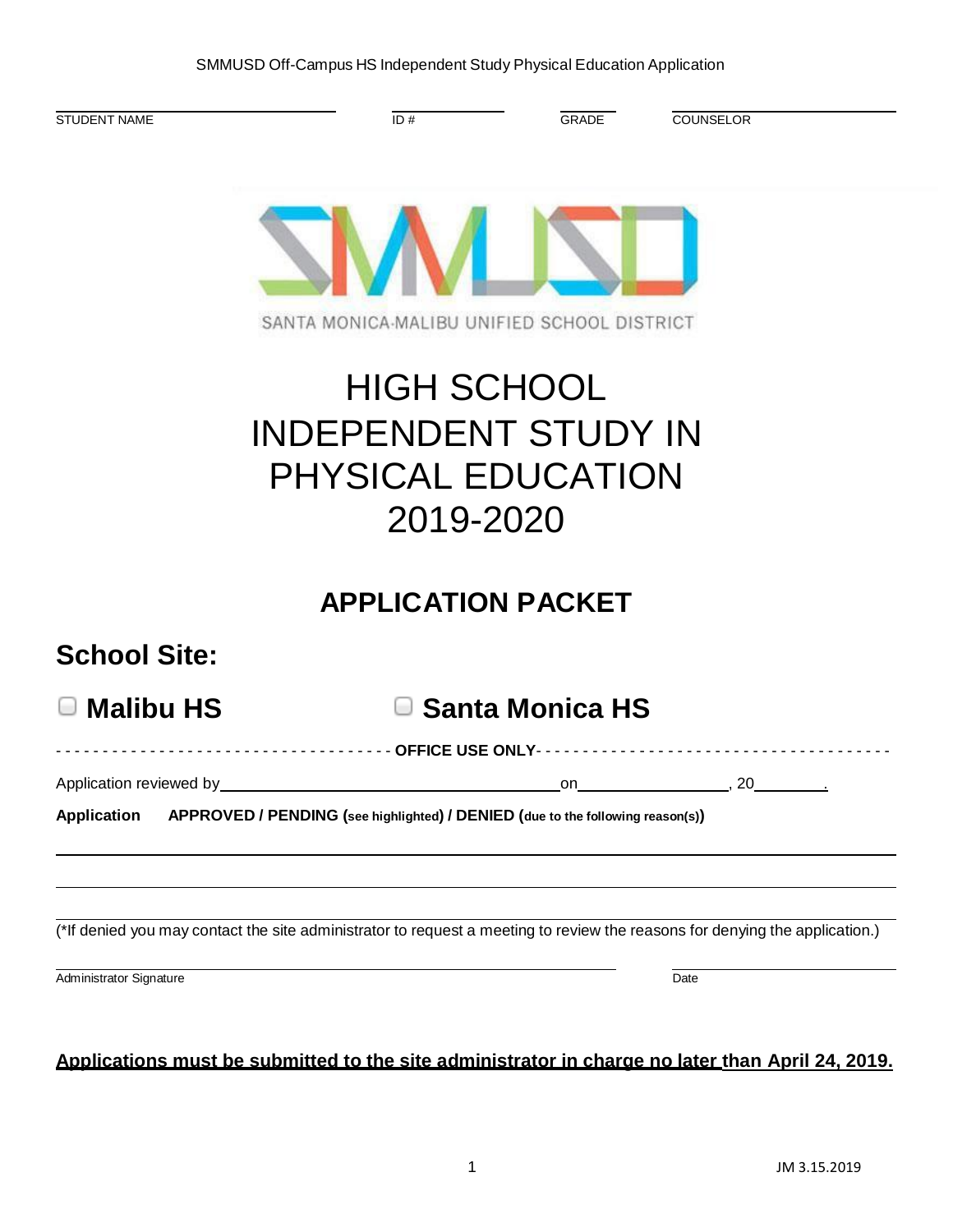STUDENT NAME ______________________ ID # __________ GRADE ______ COUNSELOR ____________________

SANTA MONICA-MALIBU UNIFIED SCHOOL DISTRICT

# HIGH SCHOOL INDEPENDENT STUDY IN PHYSICAL EDUCATION 2019-2020

## APPLICATION PACKET

## School Site:

☐ **Malibu HS** ☐ **Santa Monica HS**

- - - - - - - - - - - - - - - - - - - - **OFFICE USE ONLY** - - - - - - - - - - - - - - - - - - - -

Application reviewed by ______________________________ on ________________, 20________.

**Application APPROVED / PENDING (see highlighted) / DENIED (due to the following reason(s))**

_______________________________________________________________________________

_______________________________________________________________________________

_______________________________________________________________________________

(*If denied you may contact the site administrator to request a meeting to review the reasons for denying the application.)

Administrator Signature ______________________________ Date ______________

**Applications must be submitted to the site administrator in charge no later than April 24, 2019.**

JM 3.15.2019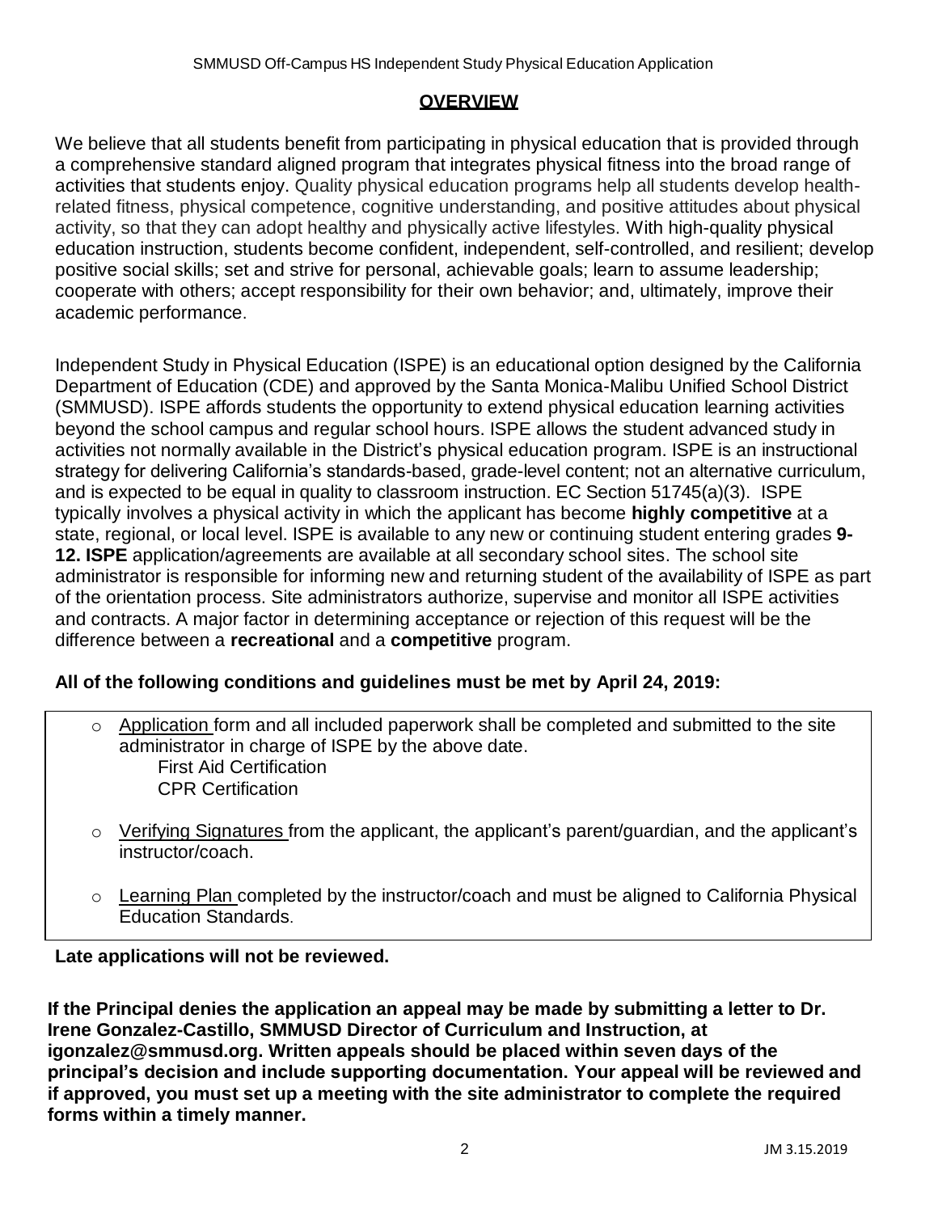## OVERVIEW

We believe that all students benefit from participating in physical education that is provided through a comprehensive standard aligned program that integrates physical fitness into the broad range of activities that students enjoy. Quality physical education programs help all students develop health-related fitness, physical competence, cognitive understanding, and positive attitudes about physical activity, so that they can adopt healthy and physically active lifestyles. With high-quality physical education instruction, students become confident, independent, self-controlled, and resilient; develop positive social skills; set and strive for personal, achievable goals; learn to assume leadership; cooperate with others; accept responsibility for their own behavior; and, ultimately, improve their academic performance.

Independent Study in Physical Education (ISPE) is an educational option designed by the California Department of Education (CDE) and approved by the Santa Monica-Malibu Unified School District (SMMUSD). ISPE affords students the opportunity to extend physical education learning activities beyond the school campus and regular school hours. ISPE allows the student advanced study in activities not normally available in the District's physical education program. ISPE is an instructional strategy for delivering California's standards-based, grade-level content; not an alternative curriculum, and is expected to be equal in quality to classroom instruction. EC Section 51745(a)(3). ISPE typically involves a physical activity in which the applicant has become **highly competitive** at a state, regional, or local level. ISPE is available to any new or continuing student entering grades **9-12. ISPE** application/agreements are available at all secondary school sites. The school site administrator is responsible for informing new and returning student of the availability of ISPE as part of the orientation process. Site administrators authorize, supervise and monitor all ISPE activities and contracts. A major factor in determining acceptance or rejection of this request will be the difference between a **recreational** and a **competitive** program.

**All of the following conditions and guidelines must be met by April 24, 2019:**

- Application form and all included paperwork shall be completed and submitted to the site administrator in charge of ISPE by the above date.
  - First Aid Certification
  - CPR Certification
- Verifying Signatures from the applicant, the applicant's parent/guardian, and the applicant's instructor/coach.
- Learning Plan completed by the instructor/coach and must be aligned to California Physical Education Standards.

**Late applications will not be reviewed.**

**If the Principal denies the application an appeal may be made by submitting a letter to Dr. Irene Gonzalez-Castillo, SMMUSD Director of Curriculum and Instruction, at igonzalez@smmusd.org. Written appeals should be placed within seven days of the principal's decision and include supporting documentation. Your appeal will be reviewed and if approved, you must set up a meeting with the site administrator to complete the required forms within a timely manner.**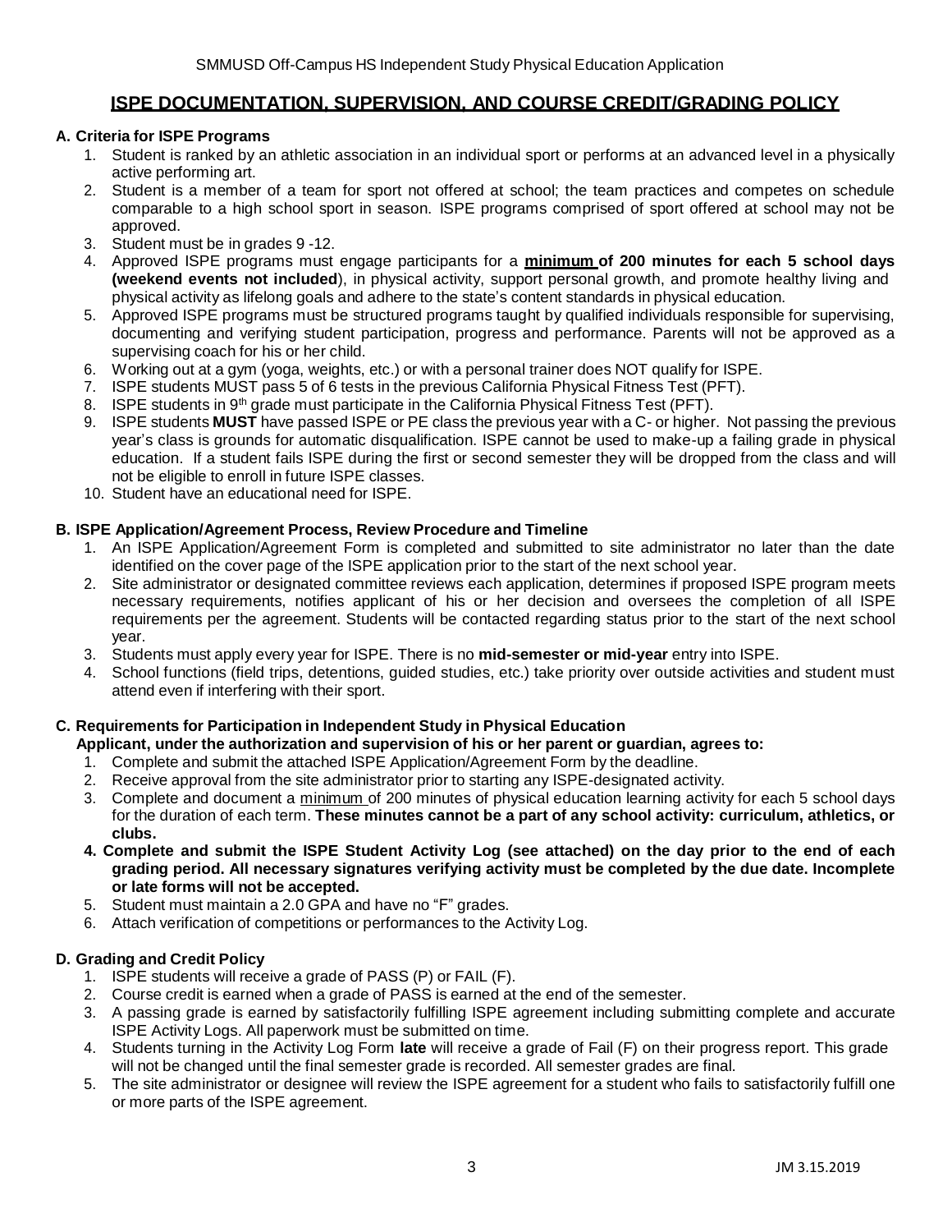## ISPE DOCUMENTATION, SUPERVISION, AND COURSE CREDIT/GRADING POLICY

**A. Criteria for ISPE Programs**

1. Student is ranked by an athletic association in an individual sport or performs at an advanced level in a physically active performing art.
2. Student is a member of a team for sport not offered at school; the team practices and competes on schedule comparable to a high school sport in season. ISPE programs comprised of sport offered at school may not be approved.
3. Student must be in grades 9 -12.
4. Approved ISPE programs must engage participants for a **minimum of 200 minutes for each 5 school days (weekend events not included**), in physical activity, support personal growth, and promote healthy living and physical activity as lifelong goals and adhere to the state's content standards in physical education.
5. Approved ISPE programs must be structured programs taught by qualified individuals responsible for supervising, documenting and verifying student participation, progress and performance. Parents will not be approved as a supervising coach for his or her child.
6. Working out at a gym (yoga, weights, etc.) or with a personal trainer does NOT qualify for ISPE.
7. ISPE students MUST pass 5 of 6 tests in the previous California Physical Fitness Test (PFT).
8. ISPE students in 9th grade must participate in the California Physical Fitness Test (PFT).
9. ISPE students **MUST** have passed ISPE or PE class the previous year with a C- or higher. Not passing the previous year's class is grounds for automatic disqualification. ISPE cannot be used to make-up a failing grade in physical education. If a student fails ISPE during the first or second semester they will be dropped from the class and will not be eligible to enroll in future ISPE classes.
10. Student have an educational need for ISPE.

**B. ISPE Application/Agreement Process, Review Procedure and Timeline**

1. An ISPE Application/Agreement Form is completed and submitted to site administrator no later than the date identified on the cover page of the ISPE application prior to the start of the next school year.
2. Site administrator or designated committee reviews each application, determines if proposed ISPE program meets necessary requirements, notifies applicant of his or her decision and oversees the completion of all ISPE requirements per the agreement. Students will be contacted regarding status prior to the start of the next school year.
3. Students must apply every year for ISPE. There is no **mid-semester or mid-year** entry into ISPE.
4. School functions (field trips, detentions, guided studies, etc.) take priority over outside activities and student must attend even if interfering with their sport.

**C. Requirements for Participation in Independent Study in Physical Education**
**Applicant, under the authorization and supervision of his or her parent or guardian, agrees to:**

1. Complete and submit the attached ISPE Application/Agreement Form by the deadline.
2. Receive approval from the site administrator prior to starting any ISPE-designated activity.
3. Complete and document a minimum of 200 minutes of physical education learning activity for each 5 school days for the duration of each term. **These minutes cannot be a part of any school activity: curriculum, athletics, or clubs.**
4. **Complete and submit the ISPE Student Activity Log (see attached) on the day prior to the end of each grading period. All necessary signatures verifying activity must be completed by the due date. Incomplete or late forms will not be accepted.**
5. Student must maintain a 2.0 GPA and have no "F" grades.
6. Attach verification of competitions or performances to the Activity Log.

**D. Grading and Credit Policy**

1. ISPE students will receive a grade of PASS (P) or FAIL (F).
2. Course credit is earned when a grade of PASS is earned at the end of the semester.
3. A passing grade is earned by satisfactorily fulfilling ISPE agreement including submitting complete and accurate ISPE Activity Logs. All paperwork must be submitted on time.
4. Students turning in the Activity Log Form **late** will receive a grade of Fail (F) on their progress report. This grade will not be changed until the final semester grade is recorded. All semester grades are final.
5. The site administrator or designee will review the ISPE agreement for a student who fails to satisfactorily fulfill one or more parts of the ISPE agreement.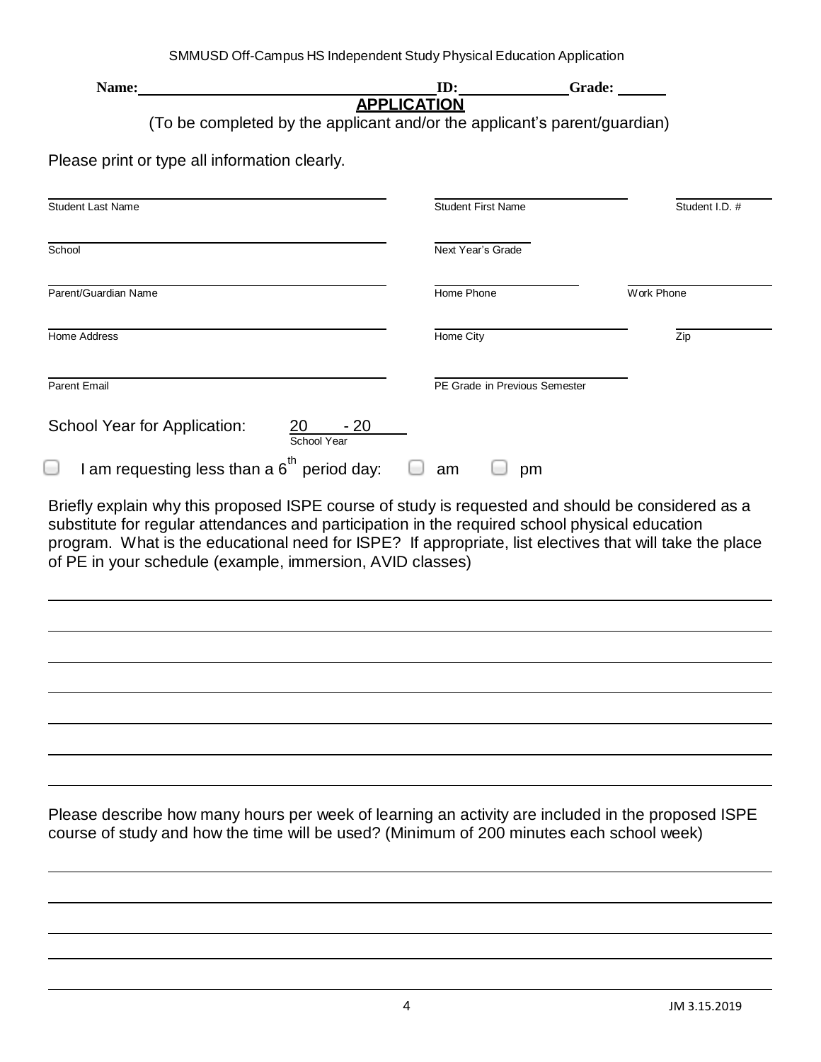SMMUSD Off-Campus HS Independent Study Physical Education Application

**Name:** \_\_\_\_\_\_\_\_\_\_\_\_\_\_\_\_\_\_\_\_\_\_\_\_\_\_\_\_\_\_ **ID:** \_\_\_\_\_\_\_\_\_\_\_\_ **Grade:** \_\_\_\_\_\_

## APPLICATION

(To be completed by the applicant and/or the applicant's parent/guardian)

Please print or type all information clearly.

| | | |
|---|---|---|
| Student Last Name | Student First Name | Student I.D. # |
| School | Next Year's Grade | |
| Parent/Guardian Name | Home Phone | Work Phone |
| Home Address | Home City | Zip |
| Parent Email | PE Grade in Previous Semester | |

School Year for Application: 20\_\_\_\_ - 20\_\_\_\_
School Year

☐ I am requesting less than a 6th period day: ☐ am ☐ pm

Briefly explain why this proposed ISPE course of study is requested and should be considered as a substitute for regular attendances and participation in the required school physical education program. What is the educational need for ISPE? If appropriate, list electives that will take the place of PE in your schedule (example, immersion, AVID classes)

\_\_\_\_\_\_\_\_\_\_\_\_\_\_\_\_\_\_\_\_\_\_\_\_\_\_\_\_\_\_\_\_\_\_\_\_\_\_\_\_\_\_\_\_\_\_\_\_\_\_\_\_\_\_\_\_\_\_\_\_\_\_\_\_\_\_\_\_\_\_\_\_

\_\_\_\_\_\_\_\_\_\_\_\_\_\_\_\_\_\_\_\_\_\_\_\_\_\_\_\_\_\_\_\_\_\_\_\_\_\_\_\_\_\_\_\_\_\_\_\_\_\_\_\_\_\_\_\_\_\_\_\_\_\_\_\_\_\_\_\_\_\_\_\_

\_\_\_\_\_\_\_\_\_\_\_\_\_\_\_\_\_\_\_\_\_\_\_\_\_\_\_\_\_\_\_\_\_\_\_\_\_\_\_\_\_\_\_\_\_\_\_\_\_\_\_\_\_\_\_\_\_\_\_\_\_\_\_\_\_\_\_\_\_\_\_\_

\_\_\_\_\_\_\_\_\_\_\_\_\_\_\_\_\_\_\_\_\_\_\_\_\_\_\_\_\_\_\_\_\_\_\_\_\_\_\_\_\_\_\_\_\_\_\_\_\_\_\_\_\_\_\_\_\_\_\_\_\_\_\_\_\_\_\_\_\_\_\_\_

\_\_\_\_\_\_\_\_\_\_\_\_\_\_\_\_\_\_\_\_\_\_\_\_\_\_\_\_\_\_\_\_\_\_\_\_\_\_\_\_\_\_\_\_\_\_\_\_\_\_\_\_\_\_\_\_\_\_\_\_\_\_\_\_\_\_\_\_\_\_\_\_

\_\_\_\_\_\_\_\_\_\_\_\_\_\_\_\_\_\_\_\_\_\_\_\_\_\_\_\_\_\_\_\_\_\_\_\_\_\_\_\_\_\_\_\_\_\_\_\_\_\_\_\_\_\_\_\_\_\_\_\_\_\_\_\_\_\_\_\_\_\_\_\_

\_\_\_\_\_\_\_\_\_\_\_\_\_\_\_\_\_\_\_\_\_\_\_\_\_\_\_\_\_\_\_\_\_\_\_\_\_\_\_\_\_\_\_\_\_\_\_\_\_\_\_\_\_\_\_\_\_\_\_\_\_\_\_\_\_\_\_\_\_\_\_\_

Please describe how many hours per week of learning an activity are included in the proposed ISPE course of study and how the time will be used? (Minimum of 200 minutes each school week)

\_\_\_\_\_\_\_\_\_\_\_\_\_\_\_\_\_\_\_\_\_\_\_\_\_\_\_\_\_\_\_\_\_\_\_\_\_\_\_\_\_\_\_\_\_\_\_\_\_\_\_\_\_\_\_\_\_\_\_\_\_\_\_\_\_\_\_\_\_\_\_\_

\_\_\_\_\_\_\_\_\_\_\_\_\_\_\_\_\_\_\_\_\_\_\_\_\_\_\_\_\_\_\_\_\_\_\_\_\_\_\_\_\_\_\_\_\_\_\_\_\_\_\_\_\_\_\_\_\_\_\_\_\_\_\_\_\_\_\_\_\_\_\_\_

\_\_\_\_\_\_\_\_\_\_\_\_\_\_\_\_\_\_\_\_\_\_\_\_\_\_\_\_\_\_\_\_\_\_\_\_\_\_\_\_\_\_\_\_\_\_\_\_\_\_\_\_\_\_\_\_\_\_\_\_\_\_\_\_\_\_\_\_\_\_\_\_

\_\_\_\_\_\_\_\_\_\_\_\_\_\_\_\_\_\_\_\_\_\_\_\_\_\_\_\_\_\_\_\_\_\_\_\_\_\_\_\_\_\_\_\_\_\_\_\_\_\_\_\_\_\_\_\_\_\_\_\_\_\_\_\_\_\_\_\_\_\_\_\_

\_\_\_\_\_\_\_\_\_\_\_\_\_\_\_\_\_\_\_\_\_\_\_\_\_\_\_\_\_\_\_\_\_\_\_\_\_\_\_\_\_\_\_\_\_\_\_\_\_\_\_\_\_\_\_\_\_\_\_\_\_\_\_\_\_\_\_\_\_\_\_\_

JM 3.15.2019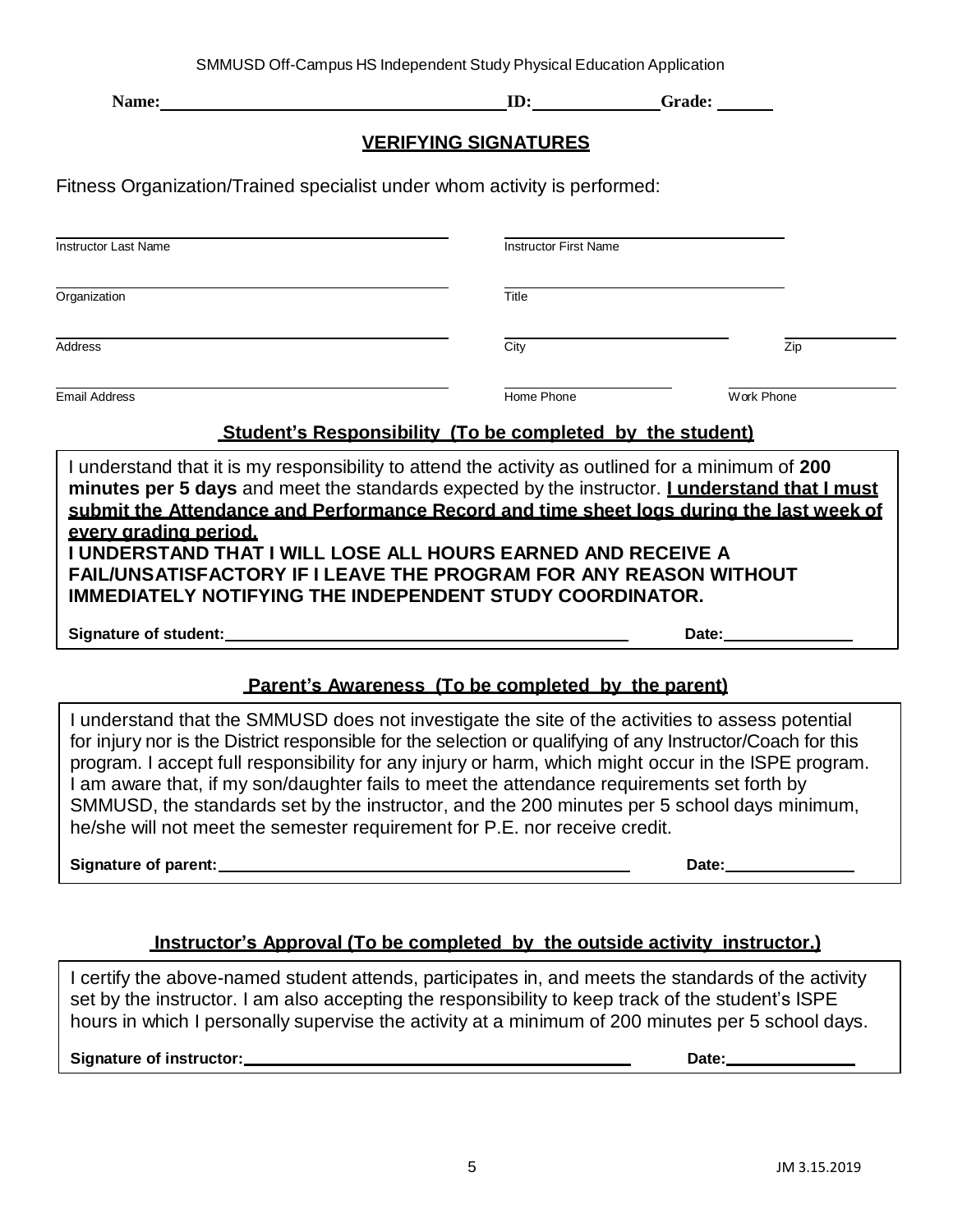**Name:** \_\_\_\_\_\_\_\_\_\_\_\_\_\_\_\_\_\_\_\_\_\_\_\_\_\_\_\_\_\_ **ID:** \_\_\_\_\_\_\_\_\_\_\_\_ **Grade:** \_\_\_\_\_\_

## VERIFYING SIGNATURES

Fitness Organization/Trained specialist under whom activity is performed:

| | |
|---|---|
| Instructor Last Name | Instructor First Name |
| Organization | Title |
| Address | City / Zip |
| Email Address | Home Phone / Work Phone |

### Student's Responsibility (To be completed by the student)

I understand that it is my responsibility to attend the activity as outlined for a minimum of **200 minutes per 5 days** and meet the standards expected by the instructor. **I understand that I must submit the Attendance and Performance Record and time sheet logs during the last week of every grading period.**

**I UNDERSTAND THAT I WILL LOSE ALL HOURS EARNED AND RECEIVE A FAIL/UNSATISFACTORY IF I LEAVE THE PROGRAM FOR ANY REASON WITHOUT IMMEDIATELY NOTIFYING THE INDEPENDENT STUDY COORDINATOR.**

**Signature of student:** \_\_\_\_\_\_\_\_\_\_\_\_\_\_\_\_\_\_\_\_\_\_\_\_\_\_\_\_\_\_ **Date:** \_\_\_\_\_\_\_\_\_\_\_\_

### Parent's Awareness (To be completed by the parent)

I understand that the SMMUSD does not investigate the site of the activities to assess potential for injury nor is the District responsible for the selection or qualifying of any Instructor/Coach for this program. I accept full responsibility for any injury or harm, which might occur in the ISPE program. I am aware that, if my son/daughter fails to meet the attendance requirements set forth by SMMUSD, the standards set by the instructor, and the 200 minutes per 5 school days minimum, he/she will not meet the semester requirement for P.E. nor receive credit.

**Signature of parent:** \_\_\_\_\_\_\_\_\_\_\_\_\_\_\_\_\_\_\_\_\_\_\_\_\_\_\_\_\_\_ **Date:** \_\_\_\_\_\_\_\_\_\_\_\_

### Instructor's Approval (To be completed by the outside activity instructor.)

I certify the above-named student attends, participates in, and meets the standards of the activity set by the instructor. I am also accepting the responsibility to keep track of the student's ISPE hours in which I personally supervise the activity at a minimum of 200 minutes per 5 school days.

**Signature of instructor:** \_\_\_\_\_\_\_\_\_\_\_\_\_\_\_\_\_\_\_\_\_\_\_\_\_\_\_\_\_\_ **Date:** \_\_\_\_\_\_\_\_\_\_\_\_

JM 3.15.2019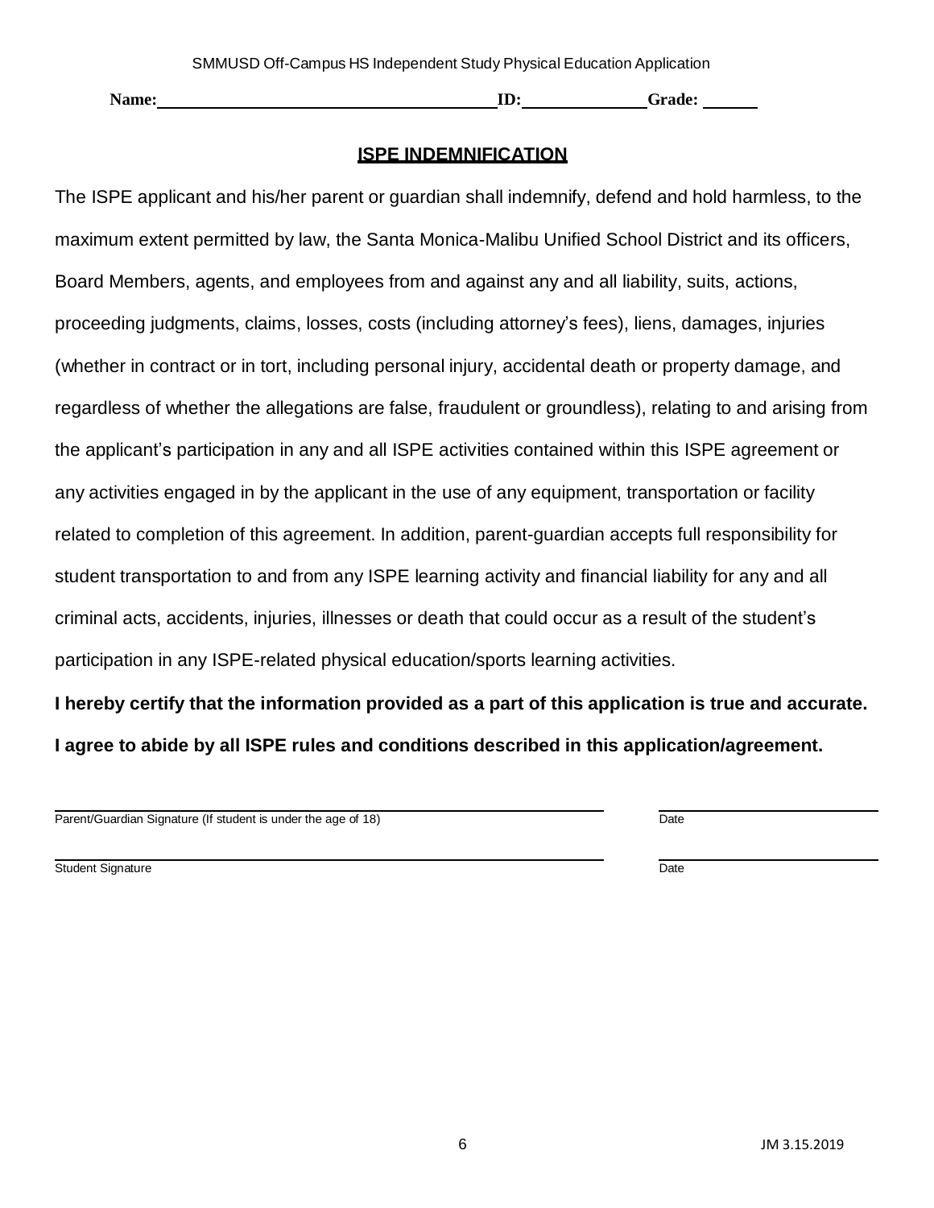Name: ________________________________ ID: ____________ Grade: ______

## ISPE INDEMNIFICATION

The ISPE applicant and his/her parent or guardian shall indemnify, defend and hold harmless, to the maximum extent permitted by law, the Santa Monica-Malibu Unified School District and its officers, Board Members, agents, and employees from and against any and all liability, suits, actions, proceeding judgments, claims, losses, costs (including attorney's fees), liens, damages, injuries (whether in contract or in tort, including personal injury, accidental death or property damage, and regardless of whether the allegations are false, fraudulent or groundless), relating to and arising from the applicant's participation in any and all ISPE activities contained within this ISPE agreement or any activities engaged in by the applicant in the use of any equipment, transportation or facility related to completion of this agreement. In addition, parent-guardian accepts full responsibility for student transportation to and from any ISPE learning activity and financial liability for any and all criminal acts, accidents, injuries, illnesses or death that could occur as a result of the student's participation in any ISPE-related physical education/sports learning activities.

**I hereby certify that the information provided as a part of this application is true and accurate. I agree to abide by all ISPE rules and conditions described in this application/agreement.**

_____________________________________________ ____________________

Parent/Guardian Signature (If student is under the age of 18) Date

_____________________________________________ ____________________

Student Signature Date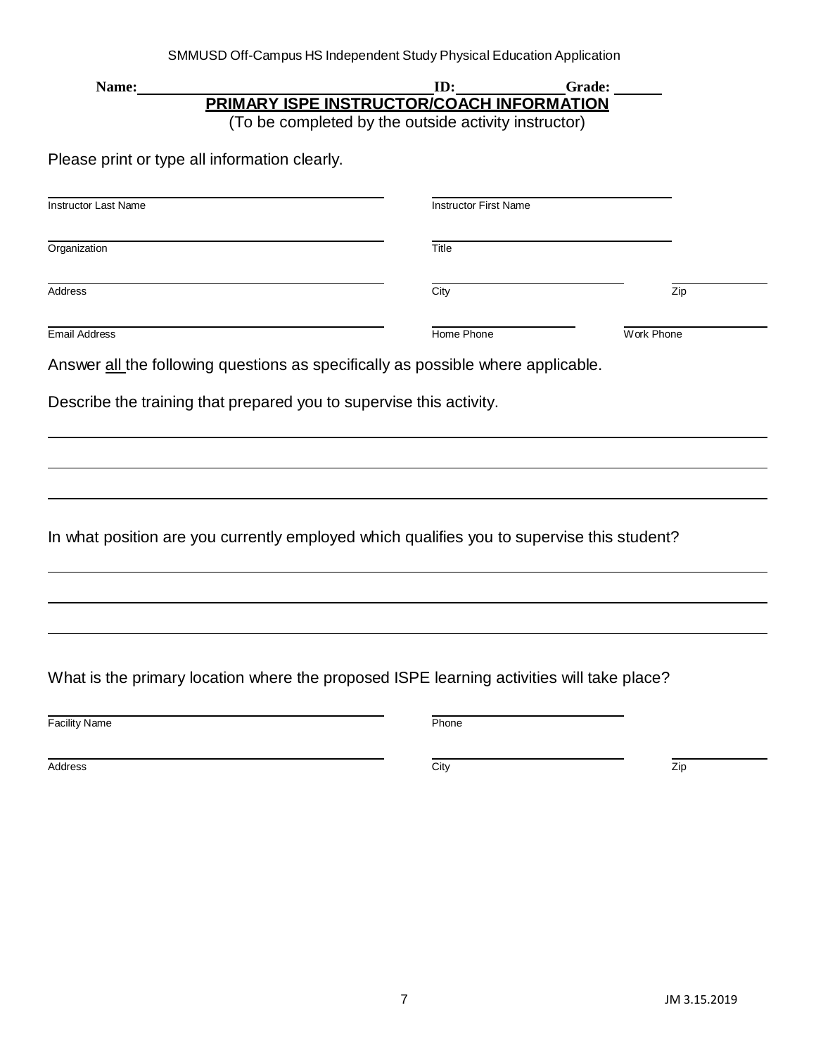**Name:** ______________________________ **ID:** ____________ **Grade:** ______

## PRIMARY ISPE INSTRUCTOR/COACH INFORMATION

(To be completed by the outside activity instructor)

Please print or type all information clearly.

| | |
|---|---|
| Instructor Last Name | Instructor First Name |
| Organization | Title |

| | | |
|---|---|---|
| Address | City | Zip |
| Email Address | Home Phone | Work Phone |

Answer all the following questions as specifically as possible where applicable.

Describe the training that prepared you to supervise this activity.

______________________________________________________________________

______________________________________________________________________

______________________________________________________________________

In what position are you currently employed which qualifies you to supervise this student?

______________________________________________________________________

______________________________________________________________________

______________________________________________________________________

What is the primary location where the proposed ISPE learning activities will take place?

| | |
|---|---|
| Facility Name | Phone |

| | | |
|---|---|---|
| Address | City | Zip |

JM 3.15.2019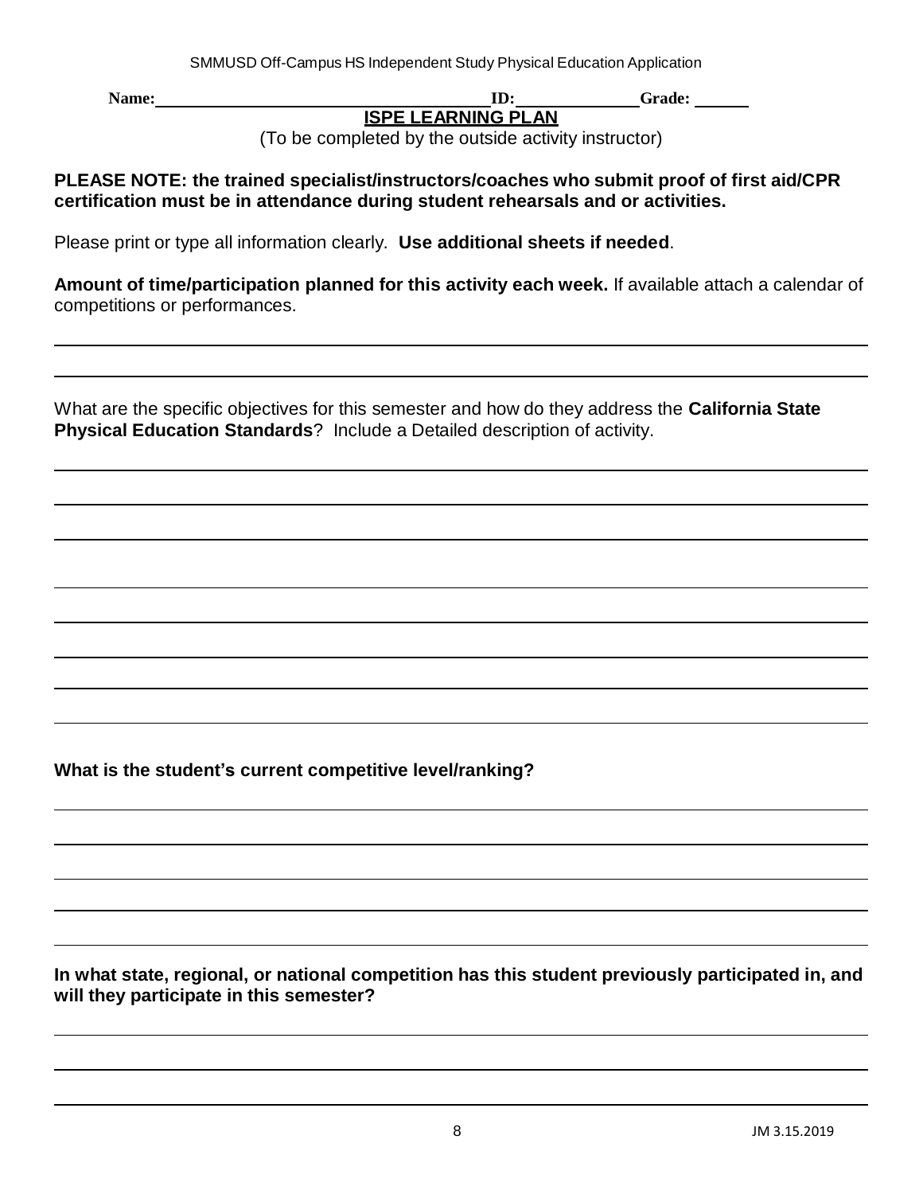Name: ______________________________ ID: ____________ Grade: ______

## ISPE LEARNING PLAN

(To be completed by the outside activity instructor)

**PLEASE NOTE: the trained specialist/instructors/coaches who submit proof of first aid/CPR certification must be in attendance during student rehearsals and or activities.**

Please print or type all information clearly. **Use additional sheets if needed**.

**Amount of time/participation planned for this activity each week.** If available attach a calendar of competitions or performances.

______________________________________________________________________________

______________________________________________________________________________

What are the specific objectives for this semester and how do they address the **California State Physical Education Standards**? Include a Detailed description of activity.

______________________________________________________________________________

______________________________________________________________________________

______________________________________________________________________________

______________________________________________________________________________

______________________________________________________________________________

______________________________________________________________________________

______________________________________________________________________________

______________________________________________________________________________

**What is the student's current competitive level/ranking?**

______________________________________________________________________________

______________________________________________________________________________

______________________________________________________________________________

______________________________________________________________________________

______________________________________________________________________________

**In what state, regional, or national competition has this student previously participated in, and will they participate in this semester?**

______________________________________________________________________________

______________________________________________________________________________

______________________________________________________________________________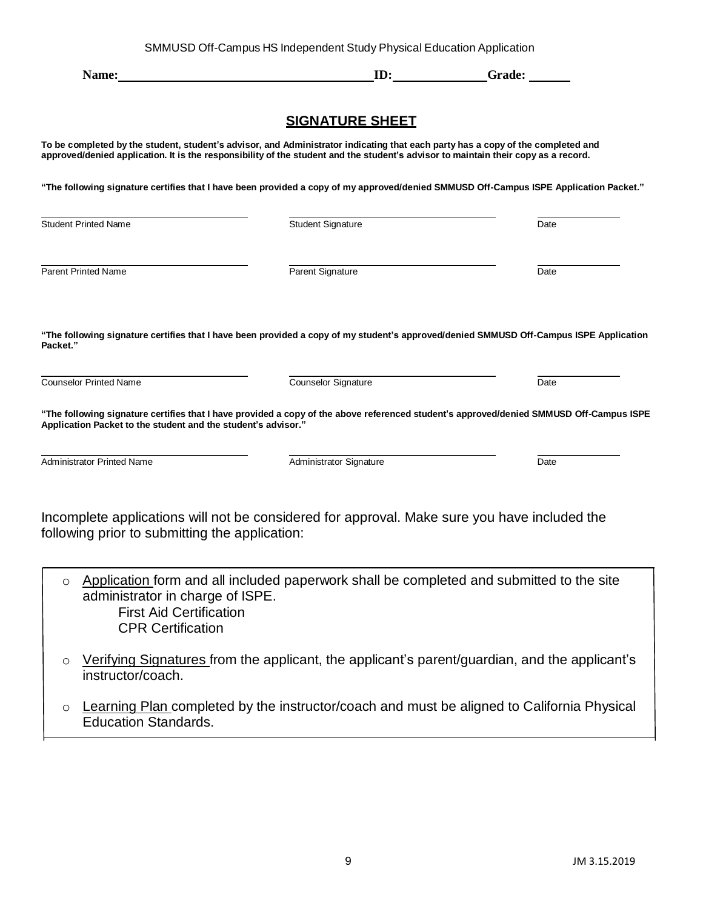SMMUSD Off-Campus HS Independent Study Physical Education Application

**Name:** ______________________________ **ID:** ____________ **Grade:** ______

## SIGNATURE SHEET

**To be completed by the student, student's advisor, and Administrator indicating that each party has a copy of the completed and approved/denied application. It is the responsibility of the student and the student's advisor to maintain their copy as a record.**

**"The following signature certifies that I have been provided a copy of my approved/denied SMMUSD Off-Campus ISPE Application Packet."**

| ______________________ | ______________________ | __________ |
|---|---|---|
| Student Printed Name | Student Signature | Date |

| ______________________ | ______________________ | __________ |
|---|---|---|
| Parent Printed Name | Parent Signature | Date |

**"The following signature certifies that I have been provided a copy of my student's approved/denied SMMUSD Off-Campus ISPE Application Packet."**

| ______________________ | ______________________ | __________ |
|---|---|---|
| Counselor Printed Name | Counselor Signature | Date |

**"The following signature certifies that I have provided a copy of the above referenced student's approved/denied SMMUSD Off-Campus ISPE Application Packet to the student and the student's advisor."**

| ______________________ | ______________________ | __________ |
|---|---|---|
| Administrator Printed Name | Administrator Signature | Date |

Incomplete applications will not be considered for approval. Make sure you have included the following prior to submitting the application:

- Application form and all included paperwork shall be completed and submitted to the site administrator in charge of ISPE.
  - First Aid Certification
  - CPR Certification
- Verifying Signatures from the applicant, the applicant's parent/guardian, and the applicant's instructor/coach.
- Learning Plan completed by the instructor/coach and must be aligned to California Physical Education Standards.

JM 3.15.2019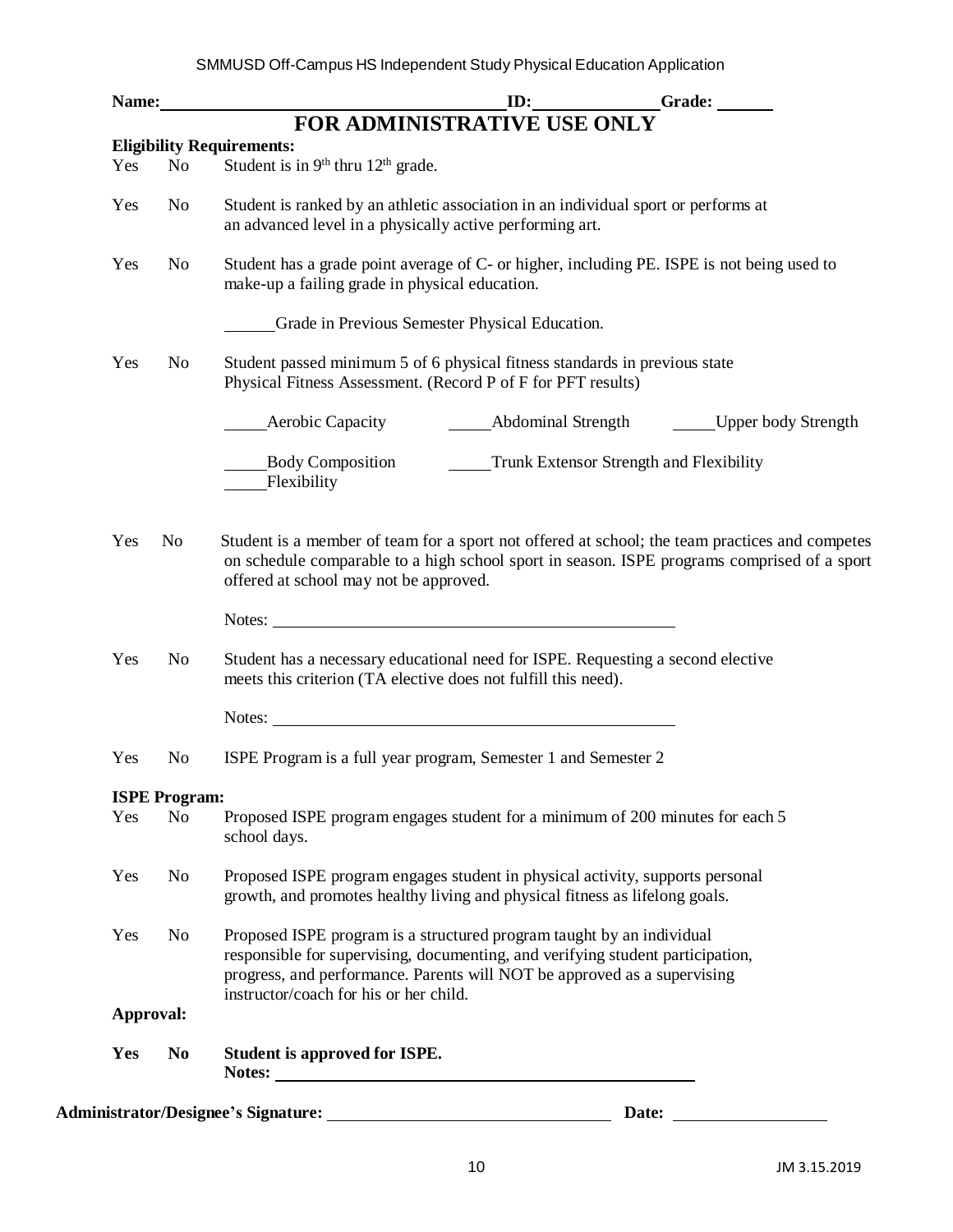Name: \_\_\_\_\_\_\_\_\_\_\_\_\_\_\_\_\_\_\_\_\_\_\_\_\_\_\_\_\_\_\_\_ ID: \_\_\_\_\_\_\_\_\_\_\_\_ Grade: \_\_\_\_\_\_

## FOR ADMINISTRATIVE USE ONLY

**Eligibility Requirements:**

Yes No Student is in 9th thru 12th grade.

Yes No Student is ranked by an athletic association in an individual sport or performs at an advanced level in a physically active performing art.

Yes No Student has a grade point average of C- or higher, including PE. ISPE is not being used to make-up a failing grade in physical education.

\_\_\_\_\_\_Grade in Previous Semester Physical Education.

Yes No Student passed minimum 5 of 6 physical fitness standards in previous state Physical Fitness Assessment. (Record P of F for PFT results)

\_\_\_\_\_Aerobic Capacity \_\_\_\_\_Abdominal Strength \_\_\_\_\_Upper body Strength

\_\_\_\_\_Body Composition \_\_\_\_\_Trunk Extensor Strength and Flexibility

\_\_\_\_\_Flexibility

Yes No Student is a member of team for a sport not offered at school; the team practices and competes on schedule comparable to a high school sport in season. ISPE programs comprised of a sport offered at school may not be approved.

Notes: \_\_\_\_\_\_\_\_\_\_\_\_\_\_\_\_\_\_\_\_\_\_\_\_\_\_\_\_\_\_\_\_\_\_\_\_\_\_\_\_

Yes No Student has a necessary educational need for ISPE. Requesting a second elective meets this criterion (TA elective does not fulfill this need).

Notes: \_\_\_\_\_\_\_\_\_\_\_\_\_\_\_\_\_\_\_\_\_\_\_\_\_\_\_\_\_\_\_\_\_\_\_\_\_\_\_\_

Yes No ISPE Program is a full year program, Semester 1 and Semester 2

**ISPE Program:**

Yes No Proposed ISPE program engages student for a minimum of 200 minutes for each 5 school days.

Yes No Proposed ISPE program engages student in physical activity, supports personal growth, and promotes healthy living and physical fitness as lifelong goals.

Yes No Proposed ISPE program is a structured program taught by an individual responsible for supervising, documenting, and verifying student participation, progress, and performance. Parents will NOT be approved as a supervising instructor/coach for his or her child.

**Approval:**

**Yes No Student is approved for ISPE.**

**Notes:** \_\_\_\_\_\_\_\_\_\_\_\_\_\_\_\_\_\_\_\_\_\_\_\_\_\_\_\_\_\_\_\_\_\_\_\_\_\_\_\_

**Administrator/Designee's Signature:** \_\_\_\_\_\_\_\_\_\_\_\_\_\_\_\_\_\_\_\_\_\_\_\_\_\_\_\_ **Date:** \_\_\_\_\_\_\_\_\_\_\_\_\_\_\_\_

JM 3.15.2019